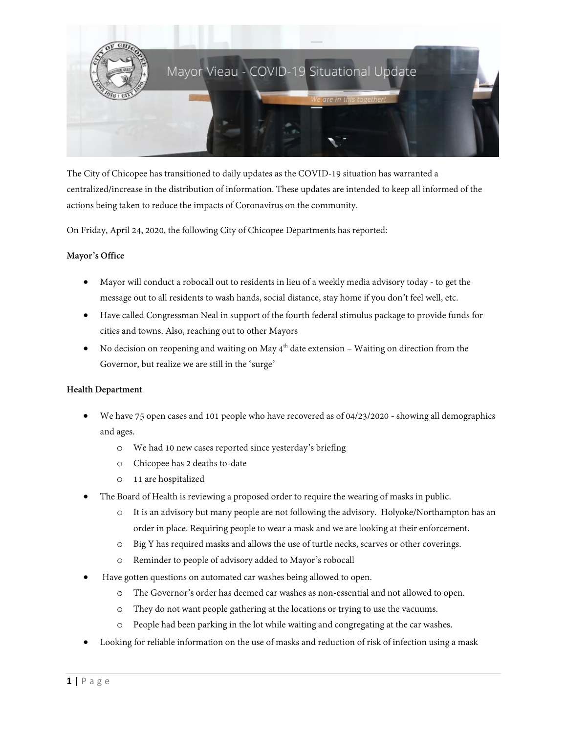# Mayor Vieau - COVID-19 Situational Update

*We are in this together!*

The City of Chicopee has transitioned to daily updates as the COVID-19 situation has warranted a centralized/increase in the distribution of information. These updates are intended to keep all informed of the actions being taken to reduce the impacts of Coronavirus on the community.

On Friday, April 24, 2020, the following City of Chicopee Departments has reported:

**Mayor's Office**

- Mayor will conduct a robocall out to residents in lieu of a weekly media advisory today - to get the message out to all residents to wash hands, social distance, stay home if you don't feel well, etc.
- Have called Congressman Neal in support of the fourth federal stimulus package to provide funds for cities and towns. Also, reaching out to other Mayors
- No decision on reopening and waiting on May 4th date extension – Waiting on direction from the Governor, but realize we are still in the 'surge'

**Health Department**

- We have 75 open cases and 101 people who have recovered as of 04/23/2020 - showing all demographics and ages.
  - We had 10 new cases reported since yesterday's briefing
  - Chicopee has 2 deaths to-date
  - 11 are hospitalized
- The Board of Health is reviewing a proposed order to require the wearing of masks in public.
  - It is an advisory but many people are not following the advisory. Holyoke/Northampton has an order in place. Requiring people to wear a mask and we are looking at their enforcement.
  - Big Y has required masks and allows the use of turtle necks, scarves or other coverings.
  - Reminder to people of advisory added to Mayor's robocall
- Have gotten questions on automated car washes being allowed to open.
  - The Governor's order has deemed car washes as non-essential and not allowed to open.
  - They do not want people gathering at the locations or trying to use the vacuums.
  - People had been parking in the lot while waiting and congregating at the car washes.
- Looking for reliable information on the use of masks and reduction of risk of infection using a mask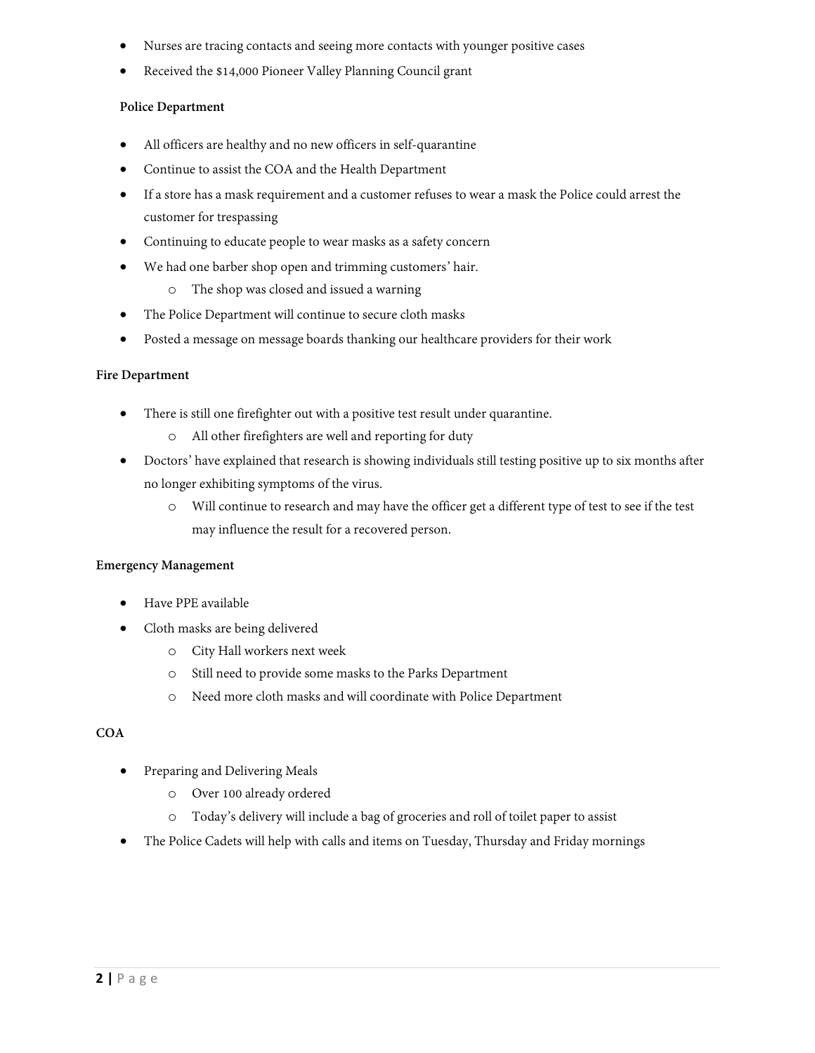- Nurses are tracing contacts and seeing more contacts with younger positive cases
- Received the $14,000 Pioneer Valley Planning Council grant

**Police Department**

- All officers are healthy and no new officers in self-quarantine
- Continue to assist the COA and the Health Department
- If a store has a mask requirement and a customer refuses to wear a mask the Police could arrest the customer for trespassing
- Continuing to educate people to wear masks as a safety concern
- We had one barber shop open and trimming customers' hair.
    - The shop was closed and issued a warning
- The Police Department will continue to secure cloth masks
- Posted a message on message boards thanking our healthcare providers for their work

**Fire Department**

- There is still one firefighter out with a positive test result under quarantine.
    - All other firefighters are well and reporting for duty
- Doctors' have explained that research is showing individuals still testing positive up to six months after no longer exhibiting symptoms of the virus.
    - Will continue to research and may have the officer get a different type of test to see if the test may influence the result for a recovered person.

**Emergency Management**

- Have PPE available
- Cloth masks are being delivered
    - City Hall workers next week
    - Still need to provide some masks to the Parks Department
    - Need more cloth masks and will coordinate with Police Department

**COA**

- Preparing and Delivering Meals
    - Over 100 already ordered
    - Today's delivery will include a bag of groceries and roll of toilet paper to assist
- The Police Cadets will help with calls and items on Tuesday, Thursday and Friday mornings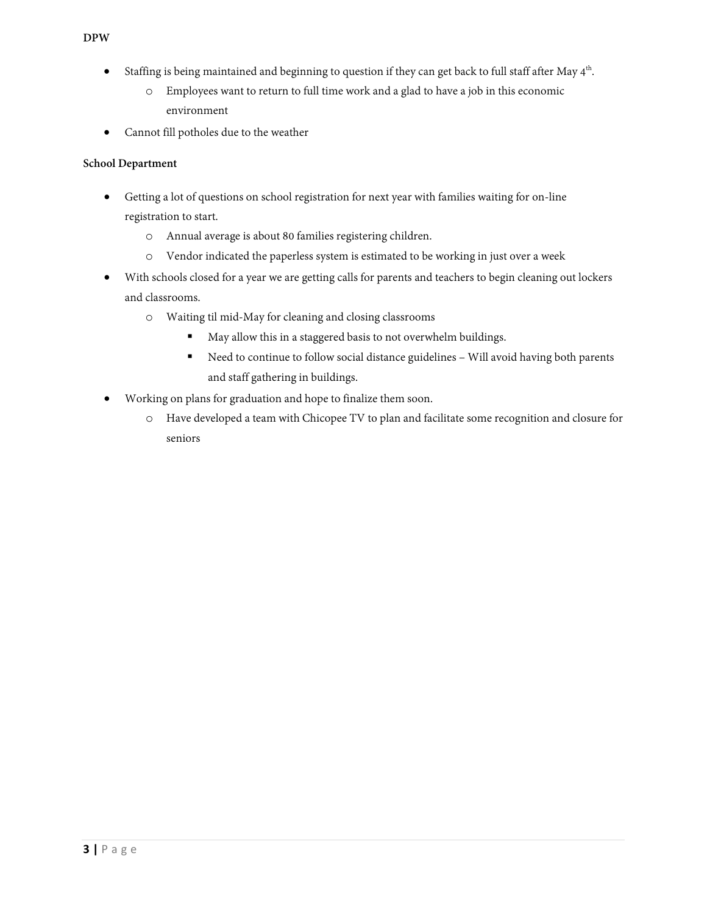**DPW**

- Staffing is being maintained and beginning to question if they can get back to full staff after May 4th.
  - Employees want to return to full time work and a glad to have a job in this economic environment
- Cannot fill potholes due to the weather

**School Department**

- Getting a lot of questions on school registration for next year with families waiting for on-line registration to start.
  - Annual average is about 80 families registering children.
  - Vendor indicated the paperless system is estimated to be working in just over a week
- With schools closed for a year we are getting calls for parents and teachers to begin cleaning out lockers and classrooms.
  - Waiting til mid-May for cleaning and closing classrooms
    - May allow this in a staggered basis to not overwhelm buildings.
    - Need to continue to follow social distance guidelines – Will avoid having both parents and staff gathering in buildings.
- Working on plans for graduation and hope to finalize them soon.
  - Have developed a team with Chicopee TV to plan and facilitate some recognition and closure for seniors